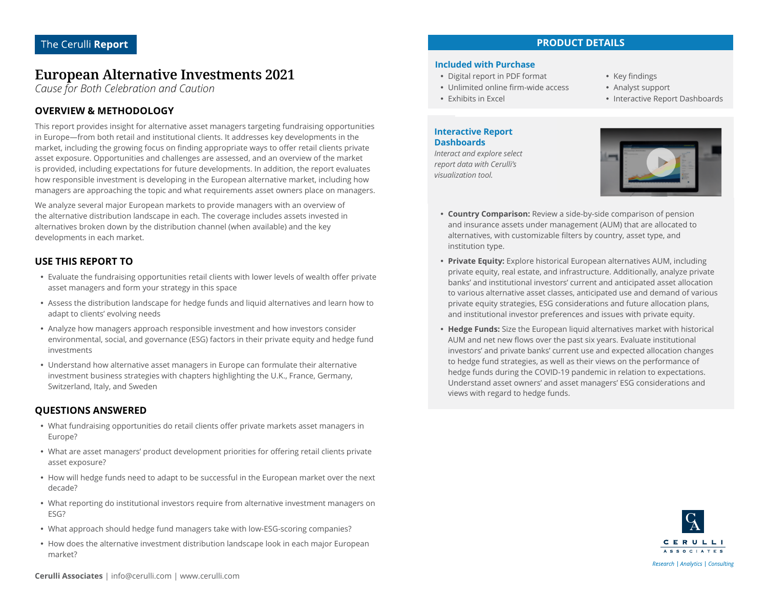The Cerulli **Report**

# European Alternative Investments 2021

*Cause for Both Celebration and Caution*

## OVERVIEW & METHODOLOGY

This report provides insight for alternative asset managers targeting fundraising opportunities in Europe—from both retail and institutional clients. It addresses key developments in the market, including the growing focus on finding appropriate ways to offer retail clients private asset exposure. Opportunities and challenges are assessed, and an overview of the market is provided, including expectations for future developments. In addition, the report evaluates how responsible investment is developing in the European alternative market, including how managers are approaching the topic and what requirements asset owners place on managers.

We analyze several major European markets to provide managers with an overview of the alternative distribution landscape in each. The coverage includes assets invested in alternatives broken down by the distribution channel (when available) and the key developments in each market.

## USE THIS REPORT TO

- Evaluate the fundraising opportunities retail clients with lower levels of wealth offer private asset managers and form your strategy in this space
- Assess the distribution landscape for hedge funds and liquid alternatives and learn how to adapt to clients' evolving needs
- Analyze how managers approach responsible investment and how investors consider environmental, social, and governance (ESG) factors in their private equity and hedge fund investments
- Understand how alternative asset managers in Europe can formulate their alternative investment business strategies with chapters highlighting the U.K., France, Germany, Switzerland, Italy, and Sweden

## QUESTIONS ANSWERED

- What fundraising opportunities do retail clients offer private markets asset managers in Europe?
- What are asset managers' product development priorities for offering retail clients private asset exposure?
- How will hedge funds need to adapt to be successful in the European market over the next decade?
- What reporting do institutional investors require from alternative investment managers on ESG?
- What approach should hedge fund managers take with low-ESG-scoring companies?
- How does the alternative investment distribution landscape look in each major European market?

## PRODUCT DETAILS

### Included with Purchase

- Digital report in PDF format
- Unlimited online firm-wide access
- Exhibits in Excel
- Key findings
- Analyst support
- Interactive Report Dashboards

### Interactive Report Dashboards

*Interact and explore select report data with Cerulli's visualization tool.*

- **Country Comparison:** Review a side-by-side comparison of pension and insurance assets under management (AUM) that are allocated to alternatives, with customizable filters by country, asset type, and institution type.
- **Private Equity:** Explore historical European alternatives AUM, including private equity, real estate, and infrastructure. Additionally, analyze private banks' and institutional investors' current and anticipated asset allocation to various alternative asset classes, anticipated use and demand of various private equity strategies, ESG considerations and future allocation plans, and institutional investor preferences and issues with private equity.
- **Hedge Funds:** Size the European liquid alternatives market with historical AUM and net new flows over the past six years. Evaluate institutional investors' and private banks' current use and expected allocation changes to hedge fund strategies, as well as their views on the performance of hedge funds during the COVID-19 pandemic in relation to expectations. Understand asset owners' and asset managers' ESG considerations and views with regard to hedge funds.

CERULLI ASSOCIATES

*Research | Analytics | Consulting*

**Cerulli Associates** | info@cerulli.com | www.cerulli.com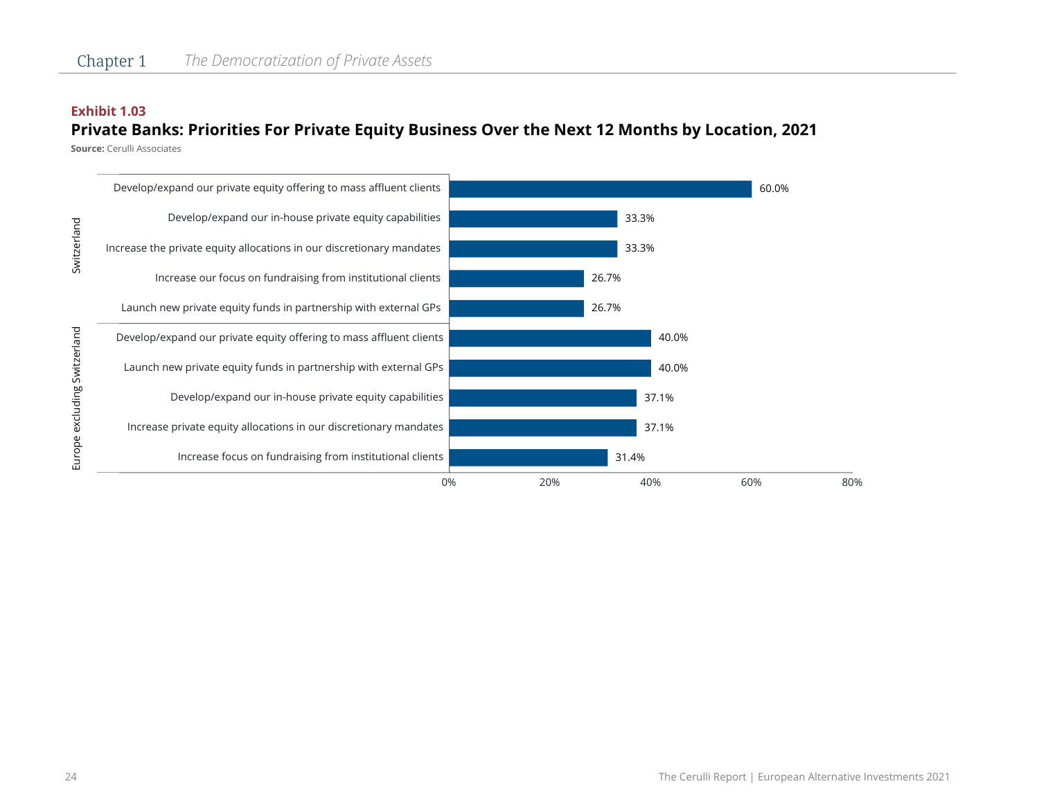**Exhibit 1.03**

**Private Banks: Priorities For Private Equity Business Over the Next 12 Months by Location, 2021**

**Source:** Cerulli Associates

| Location | Priority | Share |
|---|---|---|
| Switzerland | Develop/expand our private equity offering to mass affluent clients | 60.0% |
| Switzerland | Develop/expand our in-house private equity capabilities | 33.3% |
| Switzerland | Increase the private equity allocations in our discretionary mandates | 33.3% |
| Switzerland | Increase our focus on fundraising from institutional clients | 26.7% |
| Switzerland | Launch new private equity funds in partnership with external GPs | 26.7% |
| Europe excluding Switzerland | Develop/expand our private equity offering to mass affluent clients | 40.0% |
| Europe excluding Switzerland | Launch new private equity funds in partnership with external GPs | 40.0% |
| Europe excluding Switzerland | Develop/expand our in-house private equity capabilities | 37.1% |
| Europe excluding Switzerland | Increase private equity allocations in our discretionary mandates | 37.1% |
| Europe excluding Switzerland | Increase focus on fundraising from institutional clients | 31.4% |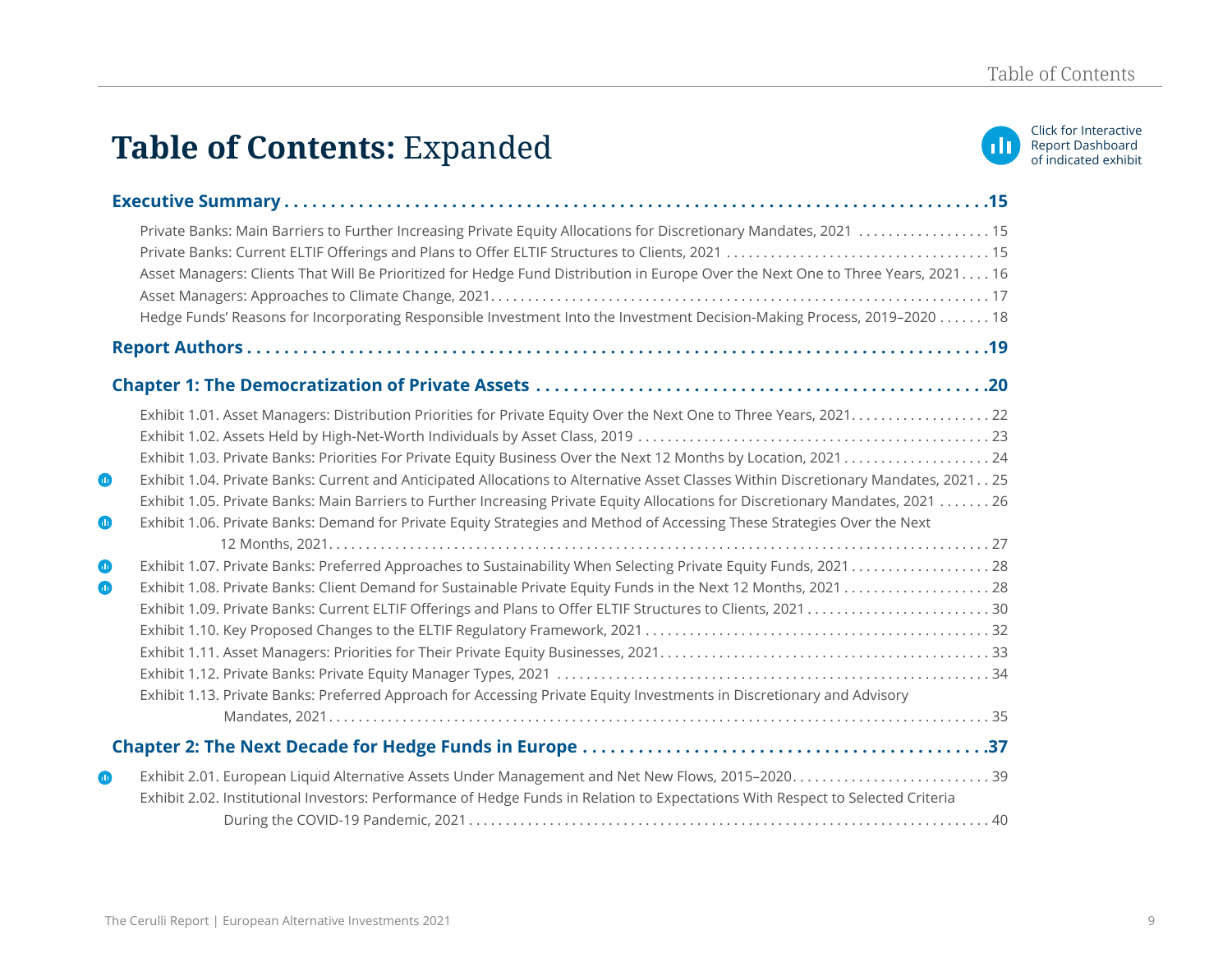# **Table of Contents:** Expanded

Click for Interactive Report Dashboard of indicated exhibit

**Executive Summary** .......... **15**

- Private Banks: Main Barriers to Further Increasing Private Equity Allocations for Discretionary Mandates, 2021 .......... 15
- Private Banks: Current ELTIF Offerings and Plans to Offer ELTIF Structures to Clients, 2021 .......... 15
- Asset Managers: Clients That Will Be Prioritized for Hedge Fund Distribution in Europe Over the Next One to Three Years, 2021 .......... 16
- Asset Managers: Approaches to Climate Change, 2021 .......... 17
- Hedge Funds' Reasons for Incorporating Responsible Investment Into the Investment Decision-Making Process, 2019–2020 .......... 18

**Report Authors** .......... **19**

**Chapter 1: The Democratization of Private Assets** .......... **20**

- Exhibit 1.01. Asset Managers: Distribution Priorities for Private Equity Over the Next One to Three Years, 2021 .......... 22
- Exhibit 1.02. Assets Held by High-Net-Worth Individuals by Asset Class, 2019 .......... 23
- Exhibit 1.03. Private Banks: Priorities For Private Equity Business Over the Next 12 Months by Location, 2021 .......... 24
- Exhibit 1.04. Private Banks: Current and Anticipated Allocations to Alternative Asset Classes Within Discretionary Mandates, 2021 .......... 25
- Exhibit 1.05. Private Banks: Main Barriers to Further Increasing Private Equity Allocations for Discretionary Mandates, 2021 .......... 26
- Exhibit 1.06. Private Banks: Demand for Private Equity Strategies and Method of Accessing These Strategies Over the Next 12 Months, 2021 .......... 27
- Exhibit 1.07. Private Banks: Preferred Approaches to Sustainability When Selecting Private Equity Funds, 2021 .......... 28
- Exhibit 1.08. Private Banks: Client Demand for Sustainable Private Equity Funds in the Next 12 Months, 2021 .......... 28
- Exhibit 1.09. Private Banks: Current ELTIF Offerings and Plans to Offer ELTIF Structures to Clients, 2021 .......... 30
- Exhibit 1.10. Key Proposed Changes to the ELTIF Regulatory Framework, 2021 .......... 32
- Exhibit 1.11. Asset Managers: Priorities for Their Private Equity Businesses, 2021 .......... 33
- Exhibit 1.12. Private Banks: Private Equity Manager Types, 2021 .......... 34
- Exhibit 1.13. Private Banks: Preferred Approach for Accessing Private Equity Investments in Discretionary and Advisory Mandates, 2021 .......... 35

**Chapter 2: The Next Decade for Hedge Funds in Europe** .......... **37**

- Exhibit 2.01. European Liquid Alternative Assets Under Management and Net New Flows, 2015–2020 .......... 39
- Exhibit 2.02. Institutional Investors: Performance of Hedge Funds in Relation to Expectations With Respect to Selected Criteria During the COVID-19 Pandemic, 2021 .......... 40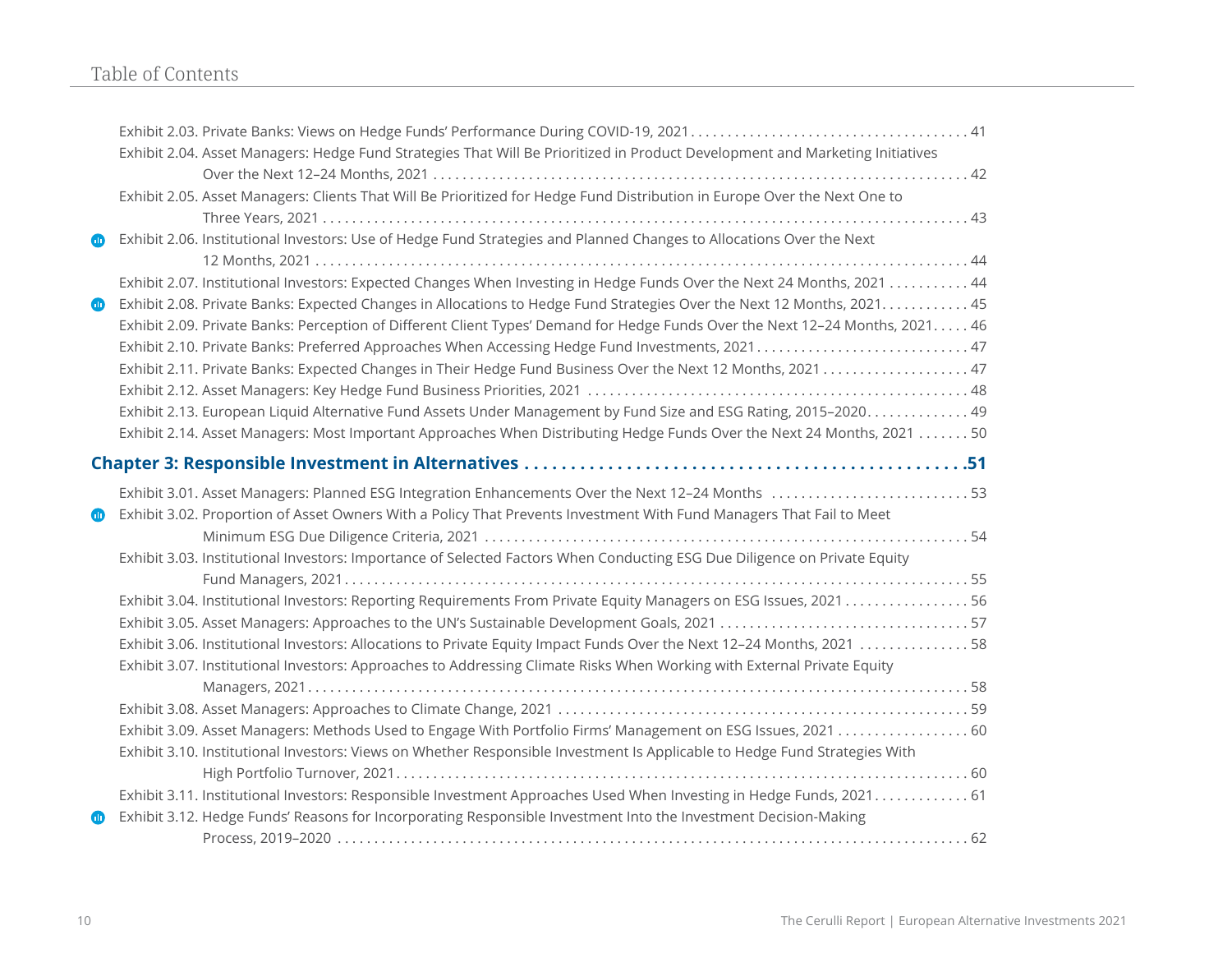Exhibit 2.03. Private Banks: Views on Hedge Funds' Performance During COVID-19, 2021 . . . . . 41

Exhibit 2.04. Asset Managers: Hedge Fund Strategies That Will Be Prioritized in Product Development and Marketing Initiatives Over the Next 12–24 Months, 2021 . . . . . 42

Exhibit 2.05. Asset Managers: Clients That Will Be Prioritized for Hedge Fund Distribution in Europe Over the Next One to Three Years, 2021 . . . . . 43

Exhibit 2.06. Institutional Investors: Use of Hedge Fund Strategies and Planned Changes to Allocations Over the Next 12 Months, 2021 . . . . . 44

Exhibit 2.07. Institutional Investors: Expected Changes When Investing in Hedge Funds Over the Next 24 Months, 2021 . . . . . 44

Exhibit 2.08. Private Banks: Expected Changes in Allocations to Hedge Fund Strategies Over the Next 12 Months, 2021 . . . . . 45

Exhibit 2.09. Private Banks: Perception of Different Client Types' Demand for Hedge Funds Over the Next 12–24 Months, 2021 . . . . . 46

Exhibit 2.10. Private Banks: Preferred Approaches When Accessing Hedge Fund Investments, 2021 . . . . . 47

Exhibit 2.11. Private Banks: Expected Changes in Their Hedge Fund Business Over the Next 12 Months, 2021 . . . . . 47

Exhibit 2.12. Asset Managers: Key Hedge Fund Business Priorities, 2021 . . . . . 48

Exhibit 2.13. European Liquid Alternative Fund Assets Under Management by Fund Size and ESG Rating, 2015–2020 . . . . . 49

Exhibit 2.14. Asset Managers: Most Important Approaches When Distributing Hedge Funds Over the Next 24 Months, 2021 . . . . . 50

## Chapter 3: Responsible Investment in Alternatives . . . . . 51

Exhibit 3.01. Asset Managers: Planned ESG Integration Enhancements Over the Next 12–24 Months . . . . . 53

Exhibit 3.02. Proportion of Asset Owners With a Policy That Prevents Investment With Fund Managers That Fail to Meet Minimum ESG Due Diligence Criteria, 2021 . . . . . 54

Exhibit 3.03. Institutional Investors: Importance of Selected Factors When Conducting ESG Due Diligence on Private Equity Fund Managers, 2021 . . . . . 55

Exhibit 3.04. Institutional Investors: Reporting Requirements From Private Equity Managers on ESG Issues, 2021 . . . . . 56

Exhibit 3.05. Asset Managers: Approaches to the UN's Sustainable Development Goals, 2021 . . . . . 57

Exhibit 3.06. Institutional Investors: Allocations to Private Equity Impact Funds Over the Next 12–24 Months, 2021 . . . . . 58

Exhibit 3.07. Institutional Investors: Approaches to Addressing Climate Risks When Working with External Private Equity Managers, 2021 . . . . . 58

Exhibit 3.08. Asset Managers: Approaches to Climate Change, 2021 . . . . . 59

Exhibit 3.09. Asset Managers: Methods Used to Engage With Portfolio Firms' Management on ESG Issues, 2021 . . . . . 60

Exhibit 3.10. Institutional Investors: Views on Whether Responsible Investment Is Applicable to Hedge Fund Strategies With High Portfolio Turnover, 2021 . . . . . 60

Exhibit 3.11. Institutional Investors: Responsible Investment Approaches Used When Investing in Hedge Funds, 2021 . . . . . 61

Exhibit 3.12. Hedge Funds' Reasons for Incorporating Responsible Investment Into the Investment Decision-Making Process, 2019–2020 . . . . . 62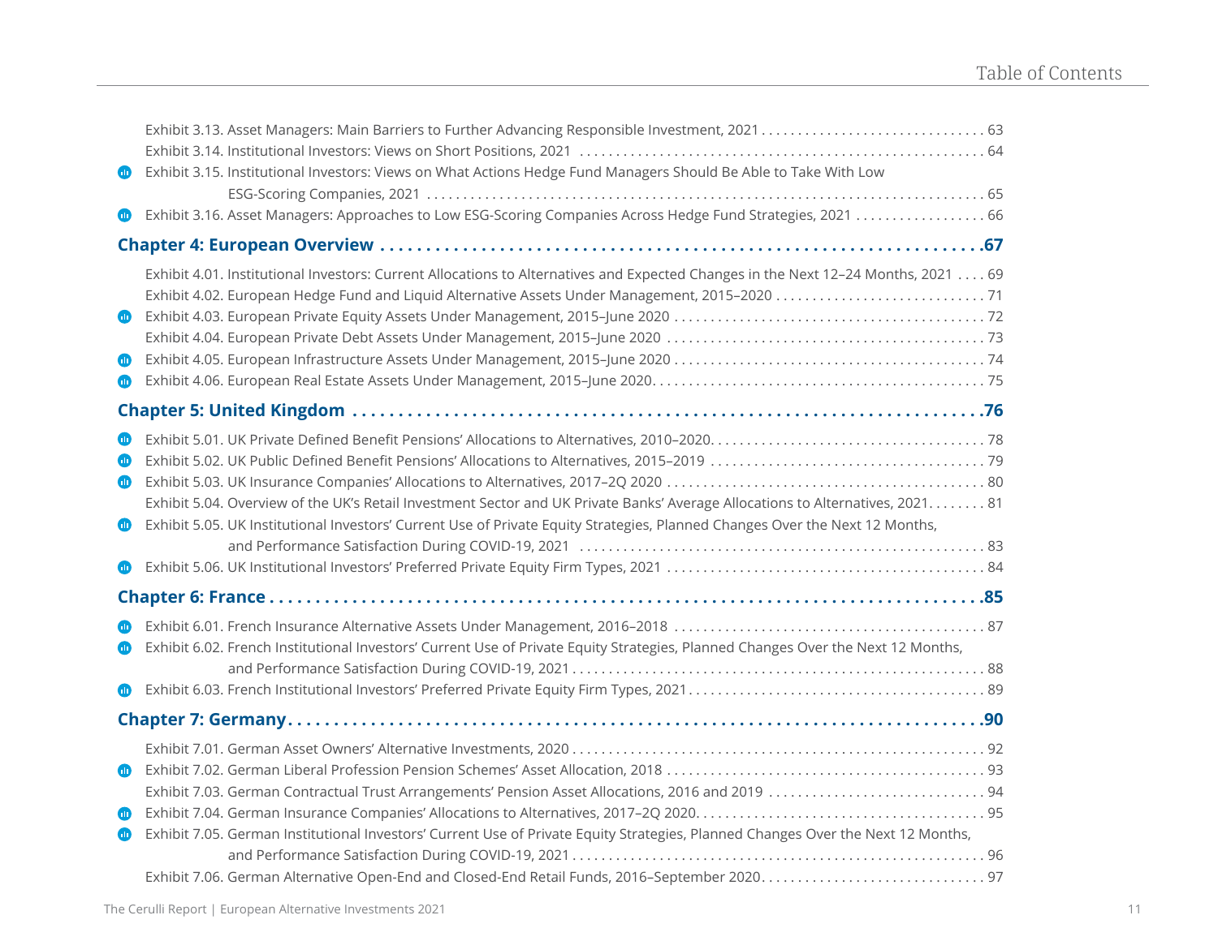Exhibit 3.13. Asset Managers: Main Barriers to Further Advancing Responsible Investment, 2021 . . . . . . . . . . . . . . . . . . . . . . . . . . . . . . 63
Exhibit 3.14. Institutional Investors: Views on Short Positions, 2021 . . . . . . . . . . . . . . . . . . . . . . . . . . . . . . . . . . . . . . . . . . . . . . . . . . . . . . 64
Exhibit 3.15. Institutional Investors: Views on What Actions Hedge Fund Managers Should Be Able to Take With Low ESG-Scoring Companies, 2021 . . . . . . . . . . . . . . . . . . . . . . . . . . . . . . . . . . . . . . . . . . . . . . . . . . . . . . . . . . . . . . . . . . . . . . . . . . . 65
Exhibit 3.16. Asset Managers: Approaches to Low ESG-Scoring Companies Across Hedge Fund Strategies, 2021 . . . . . . . . . . . . . . . . . . 66

## Chapter 4: European Overview . . . . . . . . . . . . . . . . . . . . . . . . . . . . . . . . . . . . . . . . . . . . . . . . . . . . . . . . . . . .67

Exhibit 4.01. Institutional Investors: Current Allocations to Alternatives and Expected Changes in the Next 12–24 Months, 2021 . . . . 69
Exhibit 4.02. European Hedge Fund and Liquid Alternative Assets Under Management, 2015–2020 . . . . . . . . . . . . . . . . . . . . . . . . . . . . 71
Exhibit 4.03. European Private Equity Assets Under Management, 2015–June 2020 . . . . . . . . . . . . . . . . . . . . . . . . . . . . . . . . . . . . . . . . . . 72
Exhibit 4.04. European Private Debt Assets Under Management, 2015–June 2020 . . . . . . . . . . . . . . . . . . . . . . . . . . . . . . . . . . . . . . . . . . . 73
Exhibit 4.05. European Infrastructure Assets Under Management, 2015–June 2020 . . . . . . . . . . . . . . . . . . . . . . . . . . . . . . . . . . . . . . . . . . 74
Exhibit 4.06. European Real Estate Assets Under Management, 2015–June 2020. . . . . . . . . . . . . . . . . . . . . . . . . . . . . . . . . . . . . . . . . . . . . 75

## Chapter 5: United Kingdom . . . . . . . . . . . . . . . . . . . . . . . . . . . . . . . . . . . . . . . . . . . . . . . . . . . . . . . . . . . . . . .76

Exhibit 5.01. UK Private Defined Benefit Pensions' Allocations to Alternatives, 2010–2020. . . . . . . . . . . . . . . . . . . . . . . . . . . . . . . . . . . . . 78
Exhibit 5.02. UK Public Defined Benefit Pensions' Allocations to Alternatives, 2015–2019 . . . . . . . . . . . . . . . . . . . . . . . . . . . . . . . . . . . . . 79
Exhibit 5.03. UK Insurance Companies' Allocations to Alternatives, 2017–2Q 2020 . . . . . . . . . . . . . . . . . . . . . . . . . . . . . . . . . . . . . . . . . . . 80
Exhibit 5.04. Overview of the UK's Retail Investment Sector and UK Private Banks' Average Allocations to Alternatives, 2021. . . . . . . . 81
Exhibit 5.05. UK Institutional Investors' Current Use of Private Equity Strategies, Planned Changes Over the Next 12 Months, and Performance Satisfaction During COVID-19, 2021 . . . . . . . . . . . . . . . . . . . . . . . . . . . . . . . . . . . . . . . . . . . . . . . . . . . . . . 83
Exhibit 5.06. UK Institutional Investors' Preferred Private Equity Firm Types, 2021 . . . . . . . . . . . . . . . . . . . . . . . . . . . . . . . . . . . . . . . . . . . 84

## Chapter 6: France . . . . . . . . . . . . . . . . . . . . . . . . . . . . . . . . . . . . . . . . . . . . . . . . . . . . . . . . . . . . . . . . . . . . . . .85

Exhibit 6.01. French Insurance Alternative Assets Under Management, 2016–2018 . . . . . . . . . . . . . . . . . . . . . . . . . . . . . . . . . . . . . . . . . . 87
Exhibit 6.02. French Institutional Investors' Current Use of Private Equity Strategies, Planned Changes Over the Next 12 Months, and Performance Satisfaction During COVID-19, 2021 . . . . . . . . . . . . . . . . . . . . . . . . . . . . . . . . . . . . . . . . . . . . . . . . . . . . . . . 88
Exhibit 6.03. French Institutional Investors' Preferred Private Equity Firm Types, 2021. . . . . . . . . . . . . . . . . . . . . . . . . . . . . . . . . . . . . . . . 89

## Chapter 7: Germany. . . . . . . . . . . . . . . . . . . . . . . . . . . . . . . . . . . . . . . . . . . . . . . . . . . . . . . . . . . . . . . . . . . . . .90

Exhibit 7.01. German Asset Owners' Alternative Investments, 2020 . . . . . . . . . . . . . . . . . . . . . . . . . . . . . . . . . . . . . . . . . . . . . . . . . . . . . . . 92
Exhibit 7.02. German Liberal Profession Pension Schemes' Asset Allocation, 2018 . . . . . . . . . . . . . . . . . . . . . . . . . . . . . . . . . . . . . . . . . . . 93
Exhibit 7.03. German Contractual Trust Arrangements' Pension Asset Allocations, 2016 and 2019 . . . . . . . . . . . . . . . . . . . . . . . . . . . . . 94
Exhibit 7.04. German Insurance Companies' Allocations to Alternatives, 2017–2Q 2020. . . . . . . . . . . . . . . . . . . . . . . . . . . . . . . . . . . . . . . 95
Exhibit 7.05. German Institutional Investors' Current Use of Private Equity Strategies, Planned Changes Over the Next 12 Months, and Performance Satisfaction During COVID-19, 2021 . . . . . . . . . . . . . . . . . . . . . . . . . . . . . . . . . . . . . . . . . . . . . . . . . . . . . . . 96
Exhibit 7.06. German Alternative Open-End and Closed-End Retail Funds, 2016–September 2020. . . . . . . . . . . . . . . . . . . . . . . . . . . . . . . 97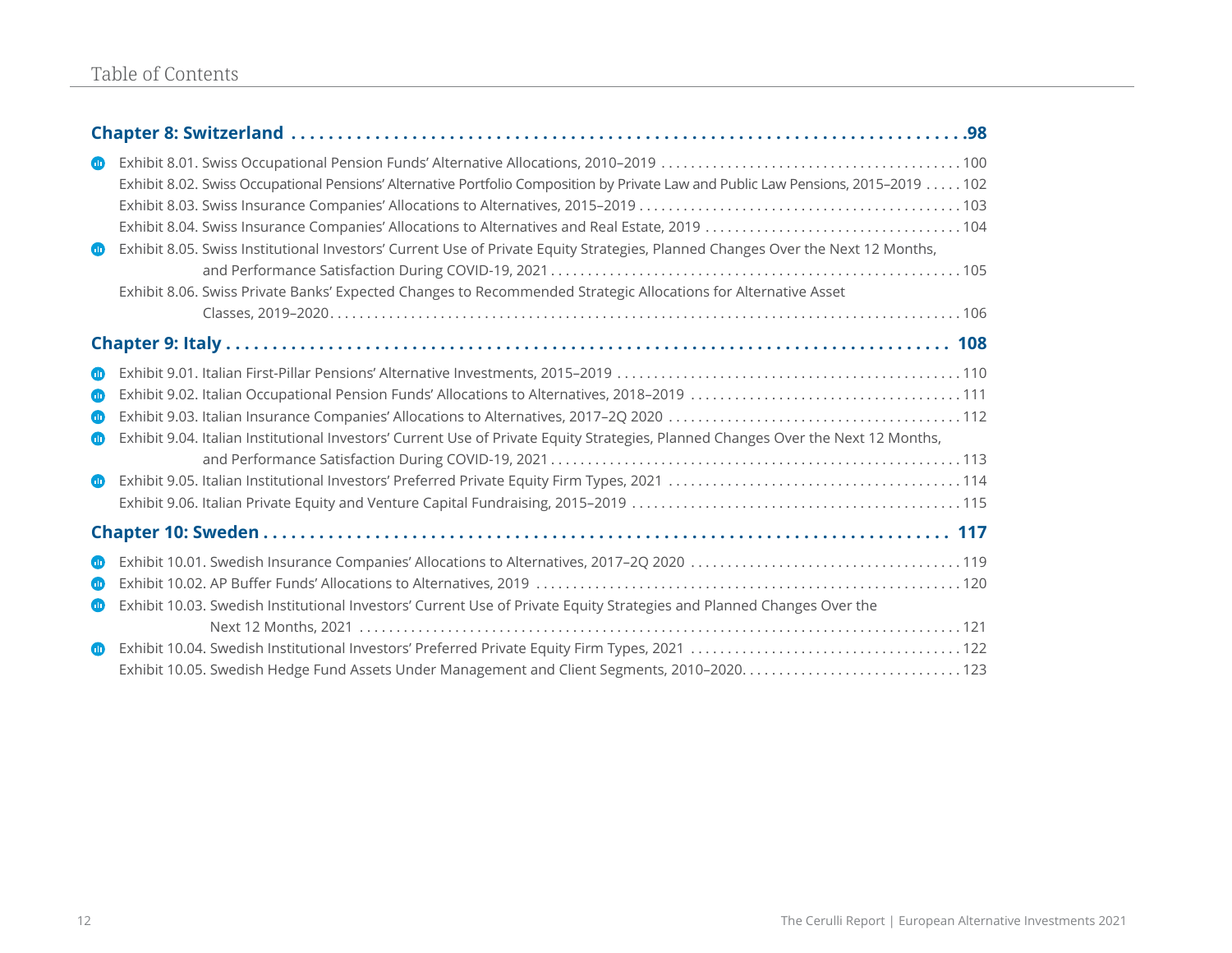## Chapter 8: Switzerland .......... 98

- Exhibit 8.01. Swiss Occupational Pension Funds' Alternative Allocations, 2010–2019 .......... 100
- Exhibit 8.02. Swiss Occupational Pensions' Alternative Portfolio Composition by Private Law and Public Law Pensions, 2015–2019 .......... 102
- Exhibit 8.03. Swiss Insurance Companies' Allocations to Alternatives, 2015–2019 .......... 103
- Exhibit 8.04. Swiss Insurance Companies' Allocations to Alternatives and Real Estate, 2019 .......... 104
- Exhibit 8.05. Swiss Institutional Investors' Current Use of Private Equity Strategies, Planned Changes Over the Next 12 Months, and Performance Satisfaction During COVID-19, 2021 .......... 105
- Exhibit 8.06. Swiss Private Banks' Expected Changes to Recommended Strategic Allocations for Alternative Asset Classes, 2019–2020 .......... 106

## Chapter 9: Italy .......... 108

- Exhibit 9.01. Italian First-Pillar Pensions' Alternative Investments, 2015–2019 .......... 110
- Exhibit 9.02. Italian Occupational Pension Funds' Allocations to Alternatives, 2018–2019 .......... 111
- Exhibit 9.03. Italian Insurance Companies' Allocations to Alternatives, 2017–2Q 2020 .......... 112
- Exhibit 9.04. Italian Institutional Investors' Current Use of Private Equity Strategies, Planned Changes Over the Next 12 Months, and Performance Satisfaction During COVID-19, 2021 .......... 113
- Exhibit 9.05. Italian Institutional Investors' Preferred Private Equity Firm Types, 2021 .......... 114
- Exhibit 9.06. Italian Private Equity and Venture Capital Fundraising, 2015–2019 .......... 115

## Chapter 10: Sweden .......... 117

- Exhibit 10.01. Swedish Insurance Companies' Allocations to Alternatives, 2017–2Q 2020 .......... 119
- Exhibit 10.02. AP Buffer Funds' Allocations to Alternatives, 2019 .......... 120
- Exhibit 10.03. Swedish Institutional Investors' Current Use of Private Equity Strategies and Planned Changes Over the Next 12 Months, 2021 .......... 121
- Exhibit 10.04. Swedish Institutional Investors' Preferred Private Equity Firm Types, 2021 .......... 122
- Exhibit 10.05. Swedish Hedge Fund Assets Under Management and Client Segments, 2010–2020 .......... 123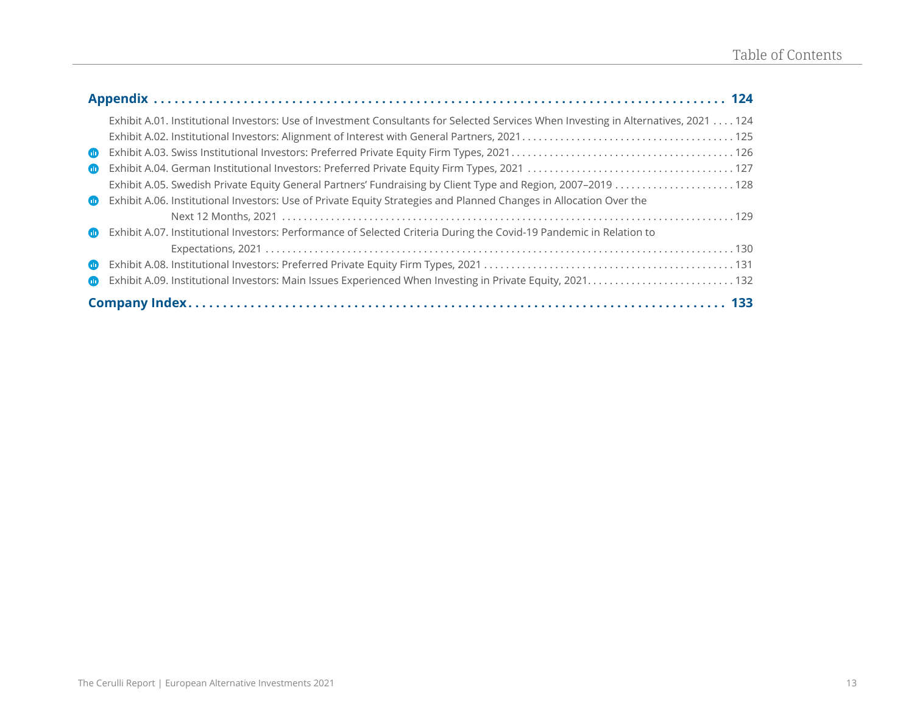**Appendix** .......... **124**

- Exhibit A.01. Institutional Investors: Use of Investment Consultants for Selected Services When Investing in Alternatives, 2021 .... 124
- Exhibit A.02. Institutional Investors: Alignment of Interest with General Partners, 2021 .......... 125
- Exhibit A.03. Swiss Institutional Investors: Preferred Private Equity Firm Types, 2021 .......... 126
- Exhibit A.04. German Institutional Investors: Preferred Private Equity Firm Types, 2021 .......... 127
- Exhibit A.05. Swedish Private Equity General Partners' Fundraising by Client Type and Region, 2007–2019 .......... 128
- Exhibit A.06. Institutional Investors: Use of Private Equity Strategies and Planned Changes in Allocation Over the Next 12 Months, 2021 .......... 129
- Exhibit A.07. Institutional Investors: Performance of Selected Criteria During the Covid-19 Pandemic in Relation to Expectations, 2021 .......... 130
- Exhibit A.08. Institutional Investors: Preferred Private Equity Firm Types, 2021 .......... 131
- Exhibit A.09. Institutional Investors: Main Issues Experienced When Investing in Private Equity, 2021 .......... 132

**Company Index** .......... **133**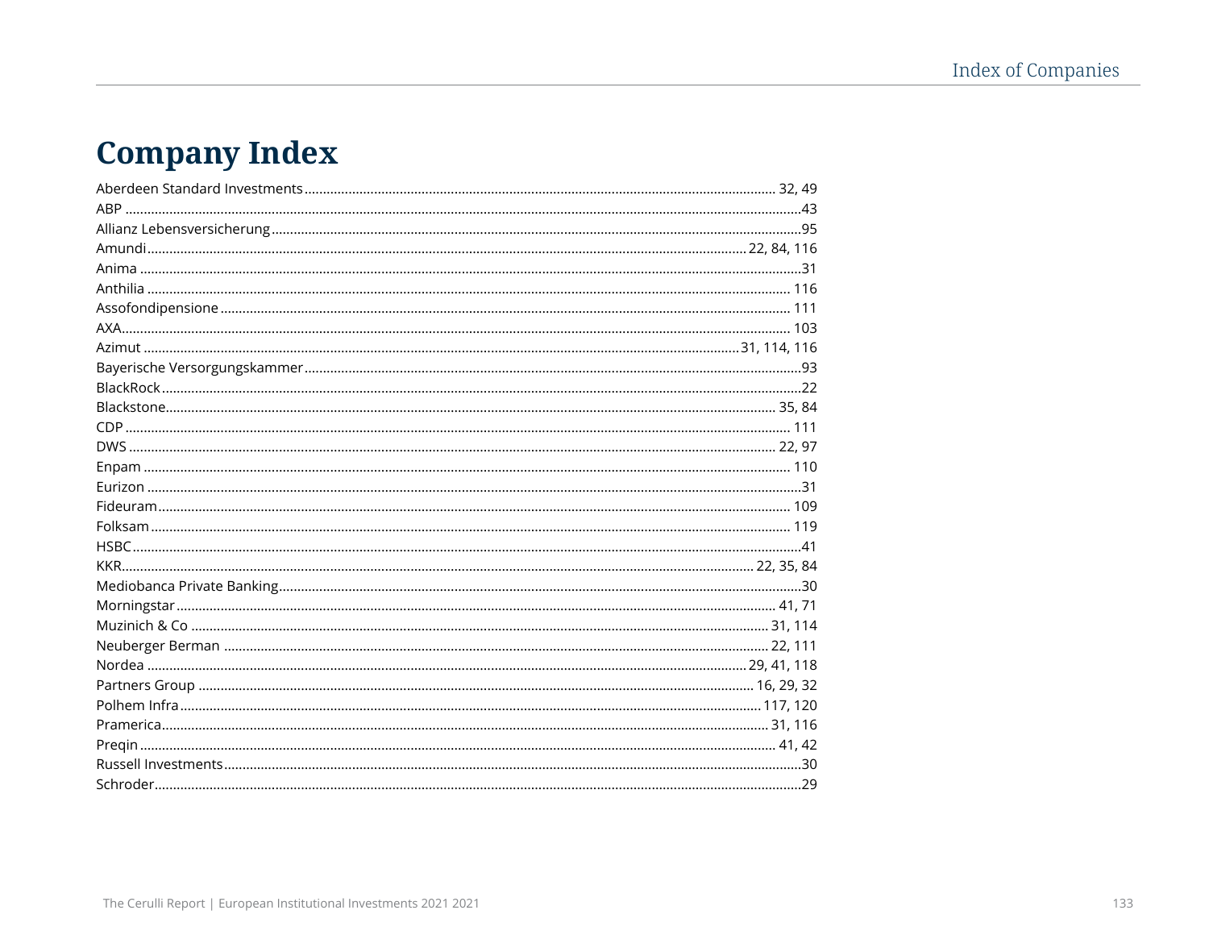# Company Index

Aberdeen Standard Investments ........ 32, 49
ABP ........ 43
Allianz Lebensversicherung ........ 95
Amundi ........ 22, 84, 116
Anima ........ 31
Anthilia ........ 116
Assofondipensione ........ 111
AXA ........ 103
Azimut ........ 31, 114, 116
Bayerische Versorgungskammer ........ 93
BlackRock ........ 22
Blackstone ........ 35, 84
CDP ........ 111
DWS ........ 22, 97
Enpam ........ 110
Eurizon ........ 31
Fideuram ........ 109
Folksam ........ 119
HSBC ........ 41
KKR ........ 22, 35, 84
Mediobanca Private Banking ........ 30
Morningstar ........ 41, 71
Muzinich & Co ........ 31, 114
Neuberger Berman ........ 22, 111
Nordea ........ 29, 41, 118
Partners Group ........ 16, 29, 32
Polhem Infra ........ 117, 120
Pramerica ........ 31, 116
Preqin ........ 41, 42
Russell Investments ........ 30
Schroder ........ 29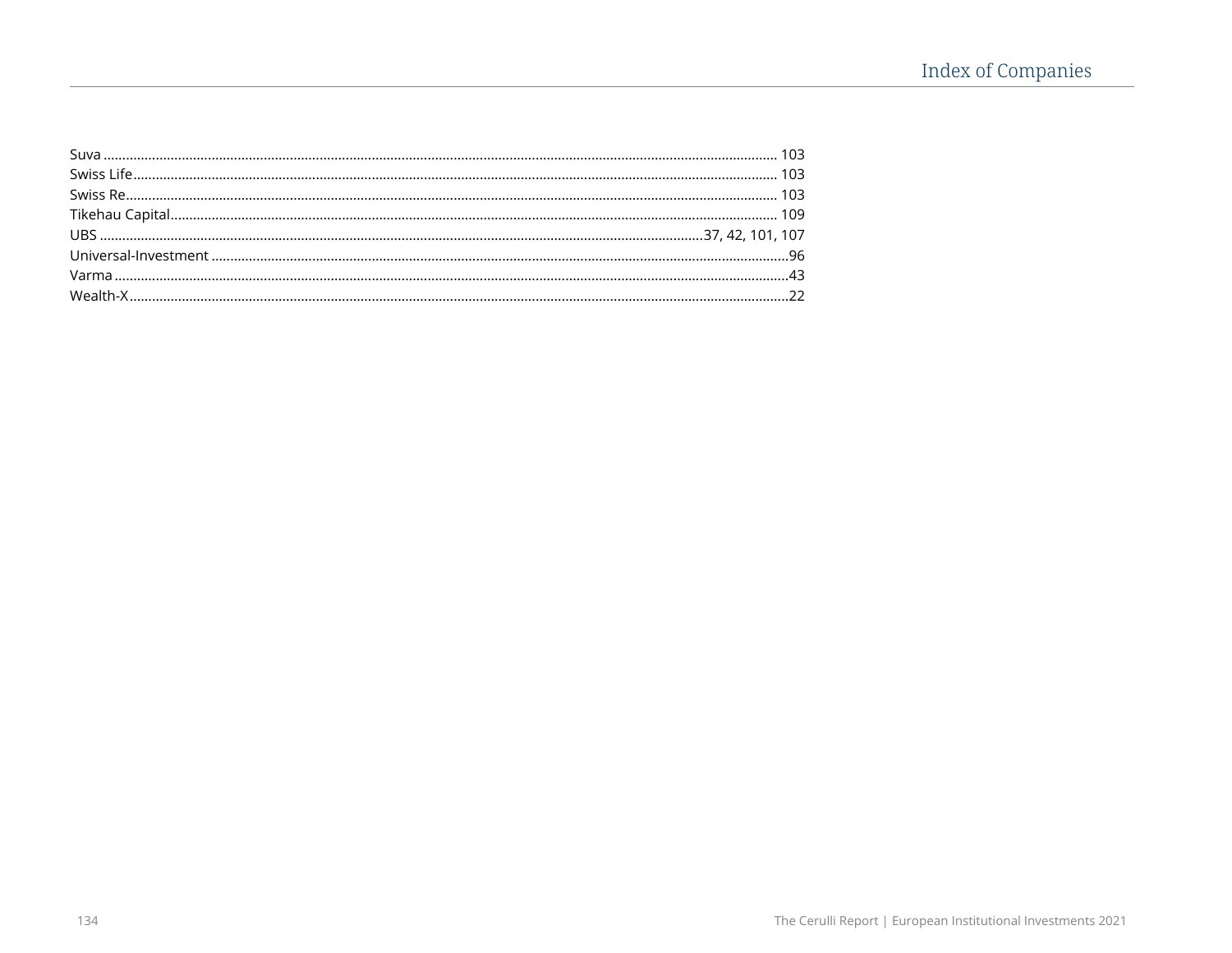Suva ........................................................................................................ 103
Swiss Life.................................................................................................. 103
Swiss Re.................................................................................................... 103
Tikehau Capital.......................................................................................... 109
UBS ................................................................................................37, 42, 101, 107
Universal-Investment .....................................................................................96
Varma .........................................................................................................43
Wealth-X......................................................................................................22